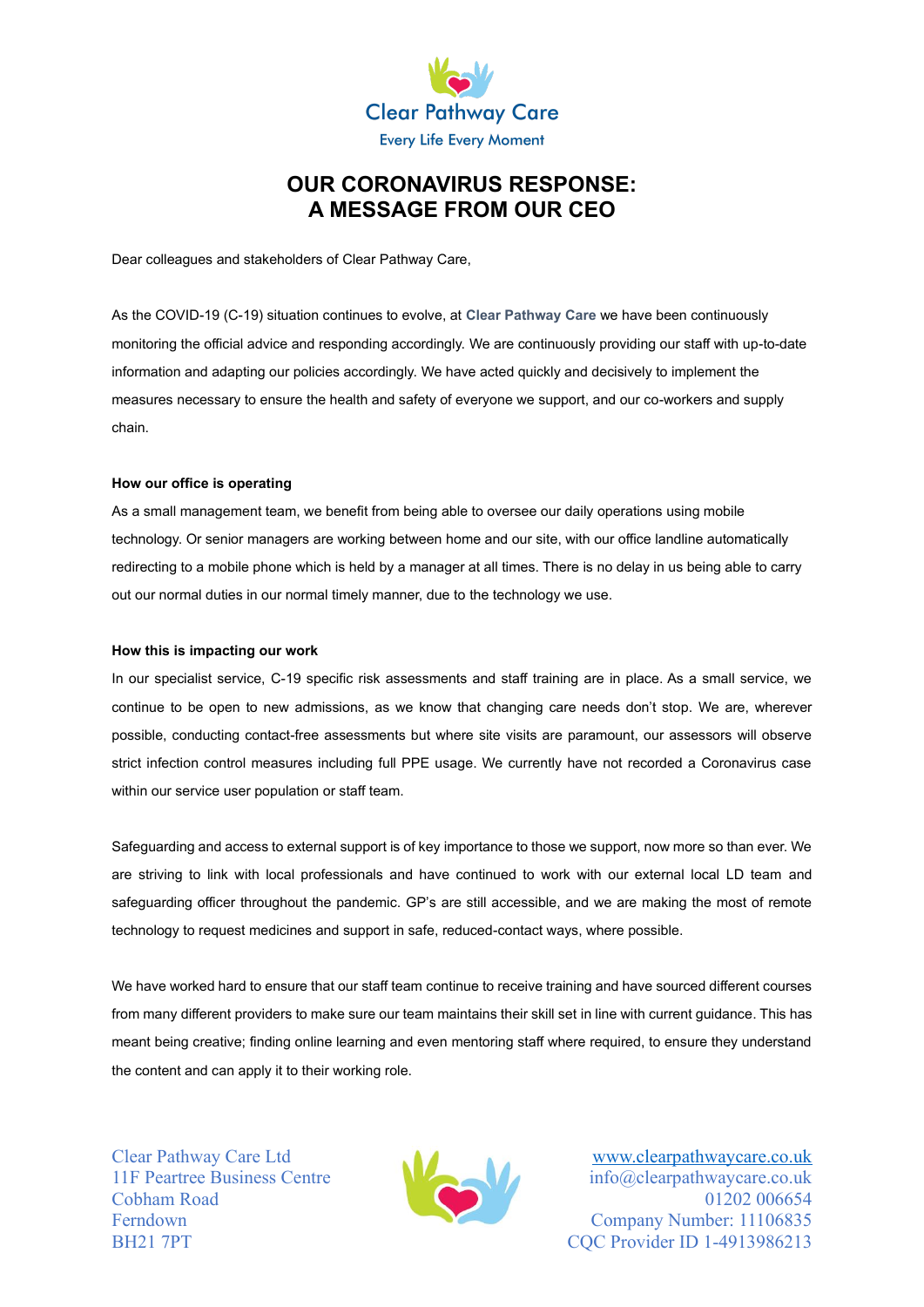Clear Pathway Care

Every Life Every Moment

# OUR CORONAVIRUS RESPONSE: A MESSAGE FROM OUR CEO

Dear colleagues and stakeholders of Clear Pathway Care,

As the COVID-19 (C-19) situation continues to evolve, at **Clear Pathway Care** we have been continuously monitoring the official advice and responding accordingly. We are continuously providing our staff with up-to-date information and adapting our policies accordingly. We have acted quickly and decisively to implement the measures necessary to ensure the health and safety of everyone we support, and our co-workers and supply chain.

**How our office is operating**

As a small management team, we benefit from being able to oversee our daily operations using mobile technology. Or senior managers are working between home and our site, with our office landline automatically redirecting to a mobile phone which is held by a manager at all times. There is no delay in us being able to carry out our normal duties in our normal timely manner, due to the technology we use.

**How this is impacting our work**

In our specialist service, C-19 specific risk assessments and staff training are in place. As a small service, we continue to be open to new admissions, as we know that changing care needs don't stop. We are, wherever possible, conducting contact-free assessments but where site visits are paramount, our assessors will observe strict infection control measures including full PPE usage. We currently have not recorded a Coronavirus case within our service user population or staff team.

Safeguarding and access to external support is of key importance to those we support, now more so than ever. We are striving to link with local professionals and have continued to work with our external local LD team and safeguarding officer throughout the pandemic. GP's are still accessible, and we are making the most of remote technology to request medicines and support in safe, reduced-contact ways, where possible.

We have worked hard to ensure that our staff team continue to receive training and have sourced different courses from many different providers to make sure our team maintains their skill set in line with current guidance. This has meant being creative; finding online learning and even mentoring staff where required, to ensure they understand the content and can apply it to their working role.

Clear Pathway Care Ltd
11F Peartree Business Centre
Cobham Road
Ferndown
BH21 7PT

www.clearpathwaycare.co.uk
info@clearpathwaycare.co.uk
01202 006654
Company Number: 11106835
CQC Provider ID 1-4913986213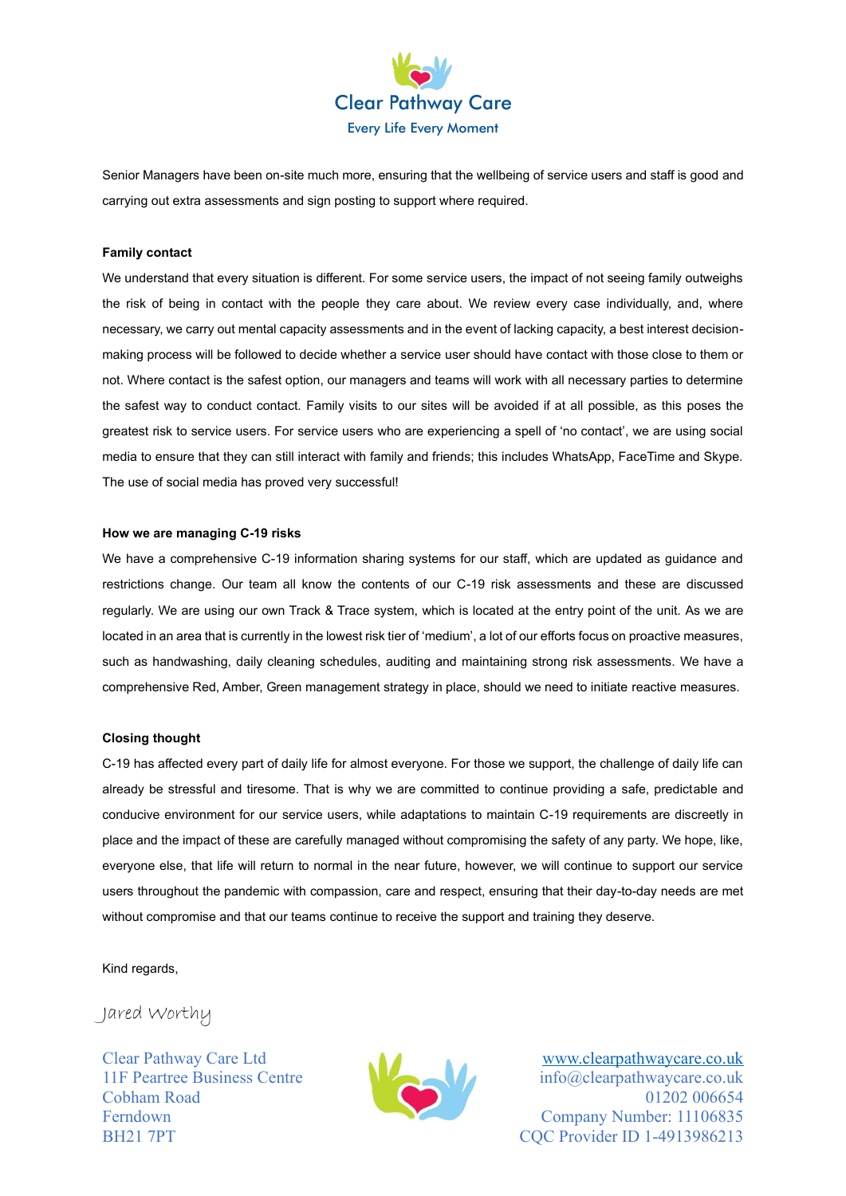Senior Managers have been on-site much more, ensuring that the wellbeing of service users and staff is good and carrying out extra assessments and sign posting to support where required.

**Family contact**

We understand that every situation is different. For some service users, the impact of not seeing family outweighs the risk of being in contact with the people they care about. We review every case individually, and, where necessary, we carry out mental capacity assessments and in the event of lacking capacity, a best interest decision-making process will be followed to decide whether a service user should have contact with those close to them or not. Where contact is the safest option, our managers and teams will work with all necessary parties to determine the safest way to conduct contact. Family visits to our sites will be avoided if at all possible, as this poses the greatest risk to service users. For service users who are experiencing a spell of 'no contact', we are using social media to ensure that they can still interact with family and friends; this includes WhatsApp, FaceTime and Skype. The use of social media has proved very successful!

**How we are managing C-19 risks**

We have a comprehensive C-19 information sharing systems for our staff, which are updated as guidance and restrictions change. Our team all know the contents of our C-19 risk assessments and these are discussed regularly. We are using our own Track & Trace system, which is located at the entry point of the unit. As we are located in an area that is currently in the lowest risk tier of 'medium', a lot of our efforts focus on proactive measures, such as handwashing, daily cleaning schedules, auditing and maintaining strong risk assessments. We have a comprehensive Red, Amber, Green management strategy in place, should we need to initiate reactive measures.

**Closing thought**

C-19 has affected every part of daily life for almost everyone. For those we support, the challenge of daily life can already be stressful and tiresome. That is why we are committed to continue providing a safe, predictable and conducive environment for our service users, while adaptations to maintain C-19 requirements are discreetly in place and the impact of these are carefully managed without compromising the safety of any party. We hope, like, everyone else, that life will return to normal in the near future, however, we will continue to support our service users throughout the pandemic with compassion, care and respect, ensuring that their day-to-day needs are met without compromise and that our teams continue to receive the support and training they deserve.

Kind regards,

Jared Worthy

Clear Pathway Care Ltd
11F Peartree Business Centre
Cobham Road
Ferndown
BH21 7PT

www.clearpathwaycare.co.uk
info@clearpathwaycare.co.uk
01202 006654
Company Number: 11106835
CQC Provider ID 1-4913986213